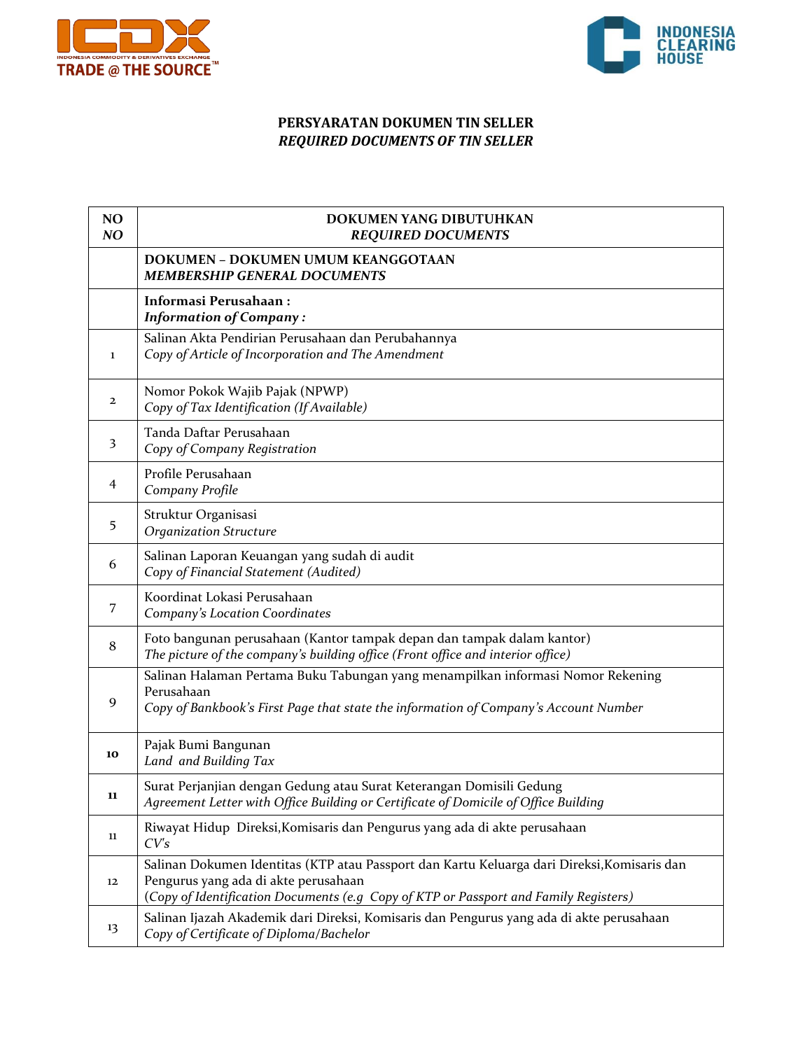**PERSYARATAN DOKUMEN TIN SELLER**
***REQUIRED DOCUMENTS OF TIN SELLER***

| NO<br>*NO* | DOKUMEN YANG DIBUTUHKAN<br>*REQUIRED DOCUMENTS* |
|---|---|
| | **DOKUMEN – DOKUMEN UMUM KEANGGOTAAN**<br>***MEMBERSHIP GENERAL DOCUMENTS*** |
| | **Informasi Perusahaan :**<br>***Information of Company :*** |
| 1 | Salinan Akta Pendirian Perusahaan dan Perubahannya<br>*Copy of Article of Incorporation and The Amendment* |
| 2 | Nomor Pokok Wajib Pajak (NPWP)<br>*Copy of Tax Identification (If Available)* |
| 3 | Tanda Daftar Perusahaan<br>*Copy of Company Registration* |
| 4 | Profile Perusahaan<br>*Company Profile* |
| 5 | Struktur Organisasi<br>*Organization Structure* |
| 6 | Salinan Laporan Keuangan yang sudah di audit<br>*Copy of Financial Statement (Audited)* |
| 7 | Koordinat Lokasi Perusahaan<br>*Company's Location Coordinates* |
| 8 | Foto bangunan perusahaan (Kantor tampak depan dan tampak dalam kantor)<br>*The picture of the company's building office (Front office and interior office)* |
| 9 | Salinan Halaman Pertama Buku Tabungan yang menampilkan informasi Nomor Rekening Perusahaan<br>*Copy of Bankbook's First Page that state the information of Company's Account Number* |
| 10 | Pajak Bumi Bangunan<br>*Land and Building Tax* |
| 11 | Surat Perjanjian dengan Gedung atau Surat Keterangan Domisili Gedung<br>*Agreement Letter with Office Building or Certificate of Domicile of Office Building* |
| 11 | Riwayat Hidup Direksi,Komisaris dan Pengurus yang ada di akte perusahaan<br>*CV's* |
| 12 | Salinan Dokumen Identitas (KTP atau Passport dan Kartu Keluarga dari Direksi,Komisaris dan Pengurus yang ada di akte perusahaan<br>(*Copy of Identification Documents (e.g Copy of KTP or Passport and Family Registers)* |
| 13 | Salinan Ijazah Akademik dari Direksi, Komisaris dan Pengurus yang ada di akte perusahaan<br>*Copy of Certificate of Diploma/Bachelor* |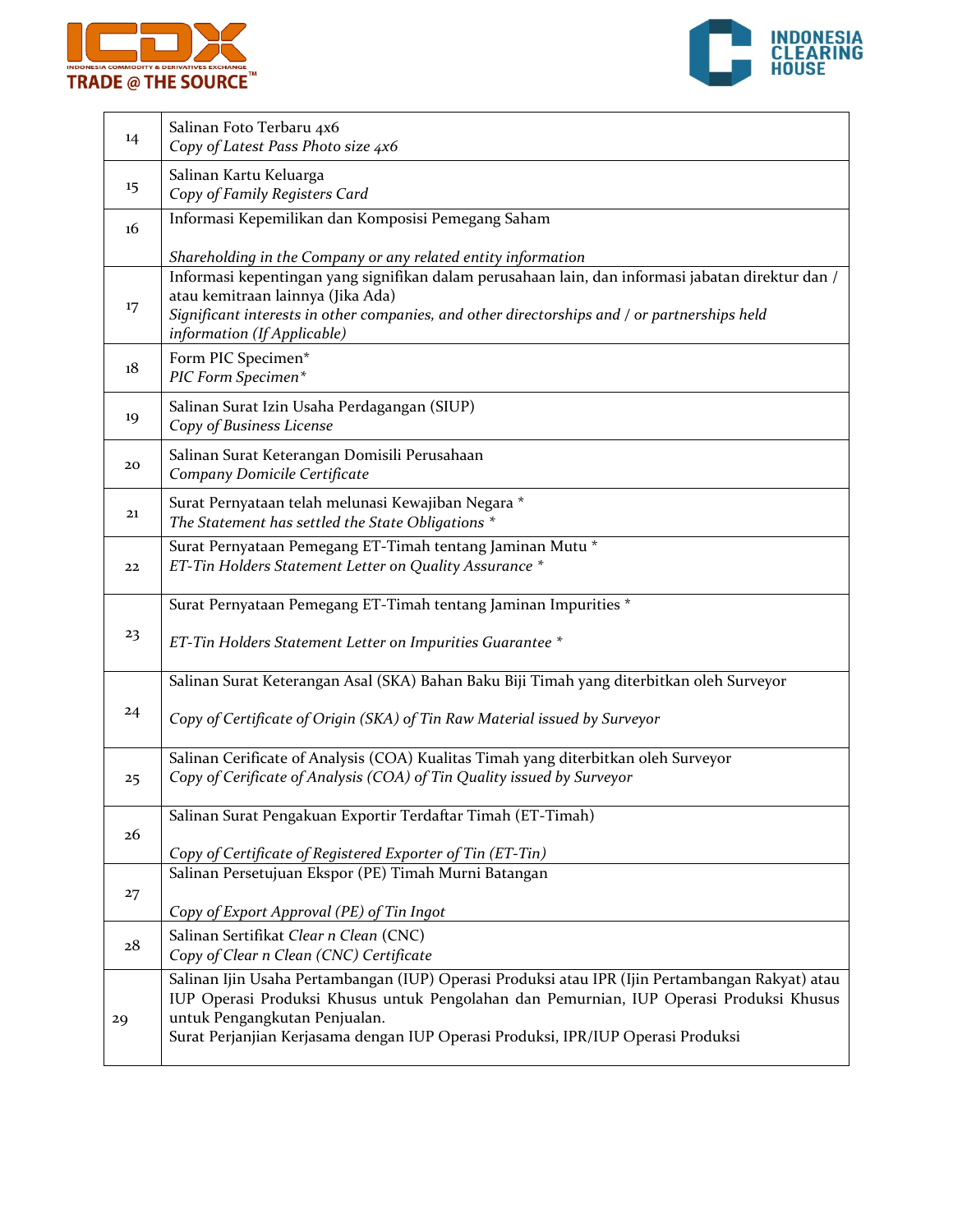| | |
|---|---|
| 14 | Salinan Foto Terbaru 4x6<br>*Copy of Latest Pass Photo size 4x6* |
| 15 | Salinan Kartu Keluarga<br>*Copy of Family Registers Card* |
| 16 | Informasi Kepemilikan dan Komposisi Pemegang Saham<br><br>*Shareholding in the Company or any related entity information* |
| 17 | Informasi kepentingan yang signifikan dalam perusahaan lain, dan informasi jabatan direktur dan / atau kemitraan lainnya (Jika Ada)<br>*Significant interests in other companies, and other directorships and / or partnerships held information (If Applicable)* |
| 18 | Form PIC Specimen*<br>*PIC Form Specimen** |
| 19 | Salinan Surat Izin Usaha Perdagangan (SIUP)<br>*Copy of Business License* |
| 20 | Salinan Surat Keterangan Domisili Perusahaan<br>*Company Domicile Certificate* |
| 21 | Surat Pernyataan telah melunasi Kewajiban Negara *<br>*The Statement has settled the State Obligations ** |
| 22 | Surat Pernyataan Pemegang ET-Timah tentang Jaminan Mutu *<br>*ET-Tin Holders Statement Letter on Quality Assurance ** |
| 23 | Surat Pernyataan Pemegang ET-Timah tentang Jaminan Impurities *<br><br>*ET-Tin Holders Statement Letter on Impurities Guarantee ** |
| 24 | Salinan Surat Keterangan Asal (SKA) Bahan Baku Biji Timah yang diterbitkan oleh Surveyor<br><br>*Copy of Certificate of Origin (SKA) of Tin Raw Material issued by Surveyor* |
| 25 | Salinan Cerificate of Analysis (COA) Kualitas Timah yang diterbitkan oleh Surveyor<br>*Copy of Cerificate of Analysis (COA) of Tin Quality issued by Surveyor* |
| 26 | Salinan Surat Pengakuan Exportir Terdaftar Timah (ET-Timah)<br><br>*Copy of Certificate of Registered Exporter of Tin (ET-Tin)* |
| 27 | Salinan Persetujuan Ekspor (PE) Timah Murni Batangan<br><br>*Copy of Export Approval (PE) of Tin Ingot* |
| 28 | Salinan Sertifikat *Clear n Clean* (CNC)<br>*Copy of Clear n Clean (CNC) Certificate* |
| 29 | Salinan Ijin Usaha Pertambangan (IUP) Operasi Produksi atau IPR (Ijin Pertambangan Rakyat) atau IUP Operasi Produksi Khusus untuk Pengolahan dan Pemurnian, IUP Operasi Produksi Khusus untuk Pengangkutan Penjualan.<br>Surat Perjanjian Kerjasama dengan IUP Operasi Produksi, IPR/IUP Operasi Produksi |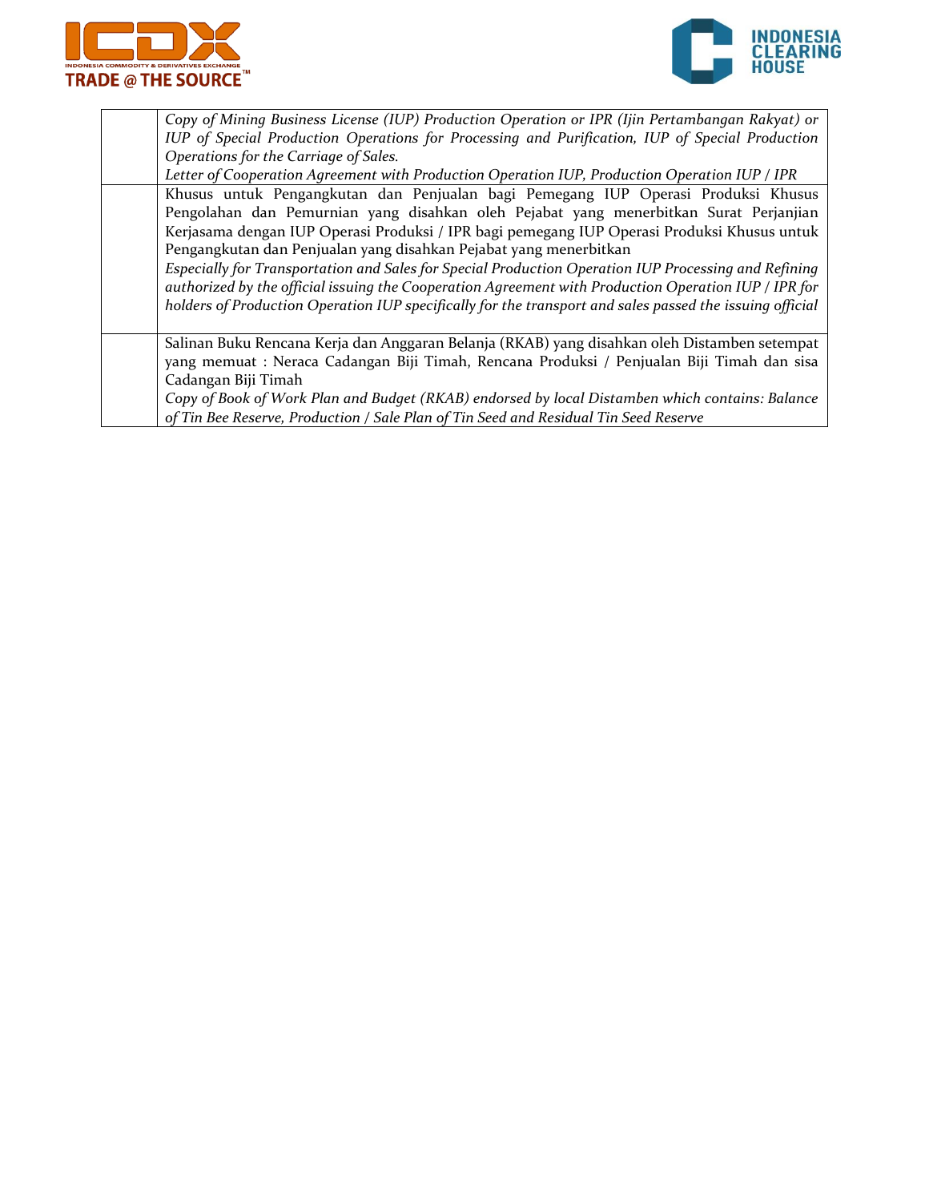| | |
|---|---|
| | *Copy of Mining Business License (IUP) Production Operation or IPR (Ijin Pertambangan Rakyat) or IUP of Special Production Operations for Processing and Purification, IUP of Special Production Operations for the Carriage of Sales.*<br>*Letter of Cooperation Agreement with Production Operation IUP, Production Operation IUP / IPR* |
| | Khusus untuk Pengangkutan dan Penjualan bagi Pemegang IUP Operasi Produksi Khusus Pengolahan dan Pemurnian yang disahkan oleh Pejabat yang menerbitkan Surat Perjanjian Kerjasama dengan IUP Operasi Produksi / IPR bagi pemegang IUP Operasi Produksi Khusus untuk Pengangkutan dan Penjualan yang disahkan Pejabat yang menerbitkan<br>*Especially for Transportation and Sales for Special Production Operation IUP Processing and Refining authorized by the official issuing the Cooperation Agreement with Production Operation IUP / IPR for holders of Production Operation IUP specifically for the transport and sales passed the issuing official* |
| | Salinan Buku Rencana Kerja dan Anggaran Belanja (RKAB) yang disahkan oleh Distamben setempat yang memuat : Neraca Cadangan Biji Timah, Rencana Produksi / Penjualan Biji Timah dan sisa Cadangan Biji Timah<br>*Copy of Book of Work Plan and Budget (RKAB) endorsed by local Distamben which contains: Balance of Tin Bee Reserve, Production / Sale Plan of Tin Seed and Residual Tin Seed Reserve* |